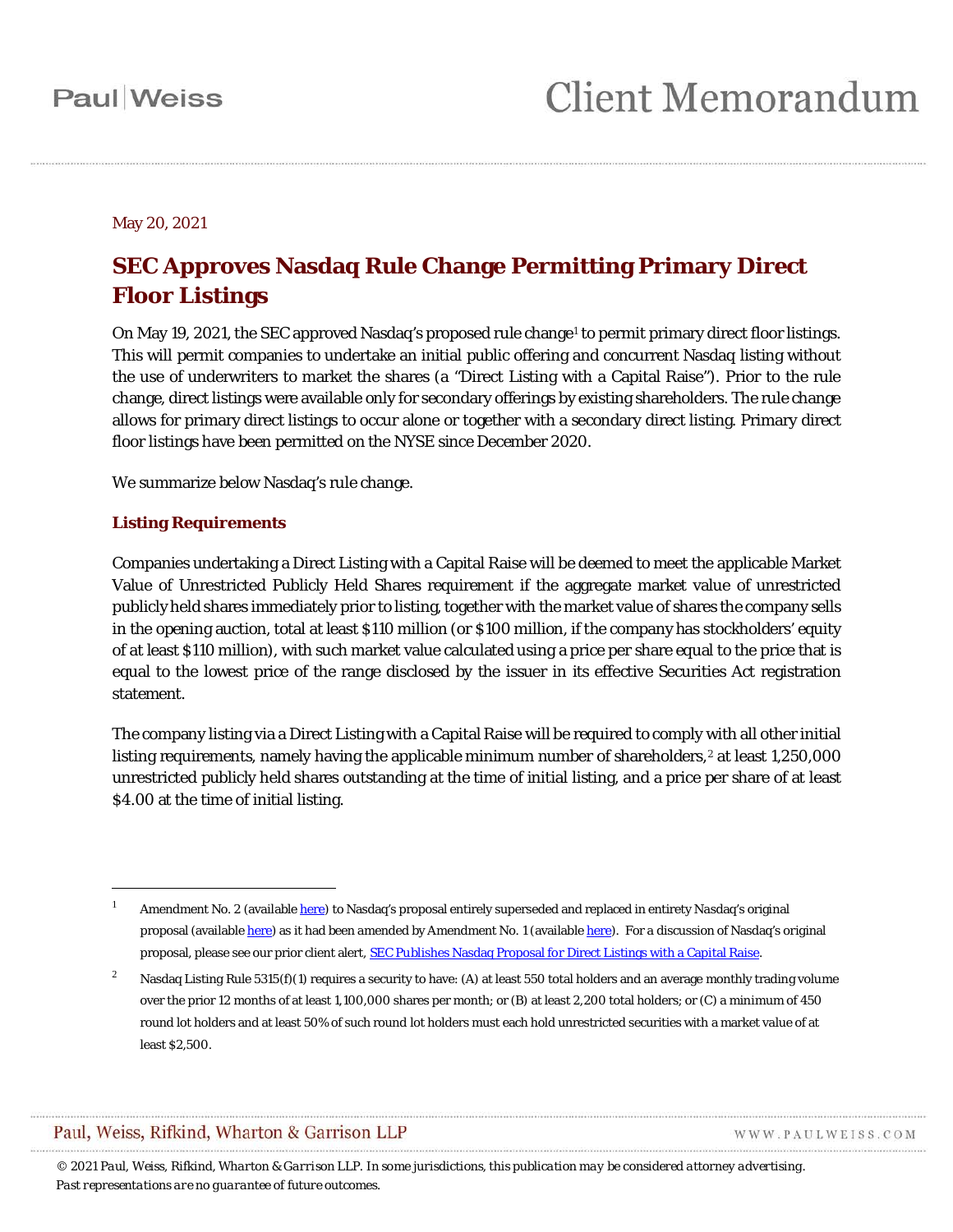May 20, 2021

# SEC Approves Nasdaq Rule Change Permitting Primary Direct Floor Listings

On May 19, 2021, the SEC approved Nasdaq's proposed rule change[1] to permit primary direct floor listings. This will permit companies to undertake an initial public offering and concurrent Nasdaq listing without the use of underwriters to market the shares (a "Direct Listing with a Capital Raise"). Prior to the rule change, direct listings were available only for secondary offerings by existing shareholders. The rule change allows for primary direct listings to occur alone or together with a secondary direct listing. Primary direct floor listings have been permitted on the NYSE since December 2020.

We summarize below Nasdaq's rule change.

## Listing Requirements

Companies undertaking a Direct Listing with a Capital Raise will be deemed to meet the applicable Market Value of Unrestricted Publicly Held Shares requirement if the aggregate market value of unrestricted publicly held shares immediately prior to listing, together with the market value of shares the company sells in the opening auction, total at least $110 million (or $100 million, if the company has stockholders' equity of at least $110 million), with such market value calculated using a price per share equal to the price that is equal to the lowest price of the range disclosed by the issuer in its effective Securities Act registration statement.

The company listing via a Direct Listing with a Capital Raise will be required to comply with all other initial listing requirements, namely having the applicable minimum number of shareholders,[2] at least 1,250,000 unrestricted publicly held shares outstanding at the time of initial listing, and a price per share of at least $4.00 at the time of initial listing.

---

[1] Amendment No. 2 (available here) to Nasdaq's proposal entirely superseded and replaced in entirety Nasdaq's original proposal (available here) as it had been amended by Amendment No. 1 (available here). For a discussion of Nasdaq's original proposal, please see our prior client alert, SEC Publishes Nasdaq Proposal for Direct Listings with a Capital Raise.

[2] Nasdaq Listing Rule 5315(f)(1) requires a security to have: (A) at least 550 total holders and an average monthly trading volume over the prior 12 months of at least 1,100,000 shares per month; or (B) at least 2,200 total holders; or (C) a minimum of 450 round lot holders and at least 50% of such round lot holders must each hold unrestricted securities with a market value of at least $2,500.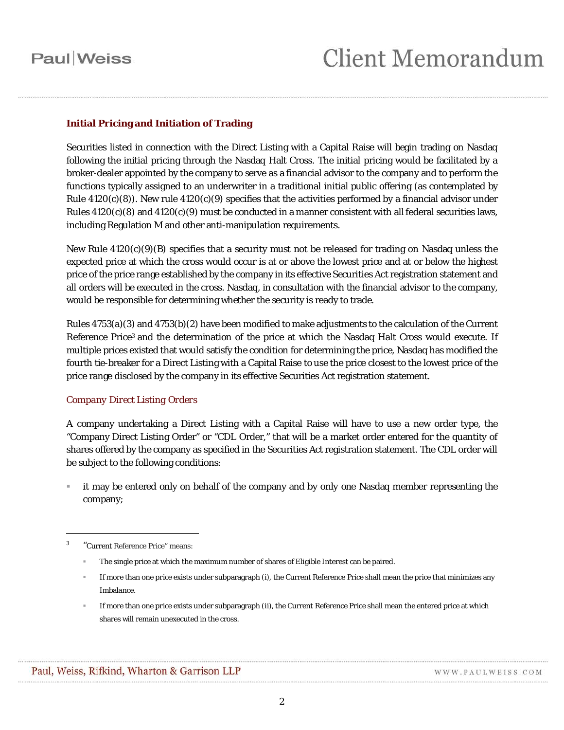## Initial Pricing and Initiation of Trading

Securities listed in connection with the Direct Listing with a Capital Raise will begin trading on Nasdaq following the initial pricing through the Nasdaq Halt Cross. The initial pricing would be facilitated by a broker-dealer appointed by the company to serve as a financial advisor to the company and to perform the functions typically assigned to an underwriter in a traditional initial public offering (as contemplated by Rule 4120(c)(8)). New rule 4120(c)(9) specifies that the activities performed by a financial advisor under Rules 4120(c)(8) and 4120(c)(9) must be conducted in a manner consistent with all federal securities laws, including Regulation M and other anti-manipulation requirements.

New Rule 4120(c)(9)(B) specifies that a security must not be released for trading on Nasdaq unless the expected price at which the cross would occur is at or above the lowest price and at or below the highest price of the price range established by the company in its effective Securities Act registration statement and all orders will be executed in the cross. Nasdaq, in consultation with the financial advisor to the company, would be responsible for determining whether the security is ready to trade.

Rules 4753(a)(3) and 4753(b)(2) have been modified to make adjustments to the calculation of the Current Reference Price[3] and the determination of the price at which the Nasdaq Halt Cross would execute. If multiple prices existed that would satisfy the condition for determining the price, Nasdaq has modified the fourth tie-breaker for a Direct Listing with a Capital Raise to use the price closest to the lowest price of the price range disclosed by the company in its effective Securities Act registration statement.

### *Company Direct Listing Orders*

A company undertaking a Direct Listing with a Capital Raise will have to use a new order type, the "Company Direct Listing Order" or "CDL Order," that will be a market order entered for the quantity of shares offered by the company as specified in the Securities Act registration statement. The CDL order will be subject to the following conditions:

- it may be entered only on behalf of the company and by only one Nasdaq member representing the company;

---

[3] "Current Reference Price" means:

- The single price at which the maximum number of shares of Eligible Interest can be paired.
- If more than one price exists under subparagraph (i), the Current Reference Price shall mean the price that minimizes any Imbalance.
- If more than one price exists under subparagraph (ii), the Current Reference Price shall mean the entered price at which shares will remain unexecuted in the cross.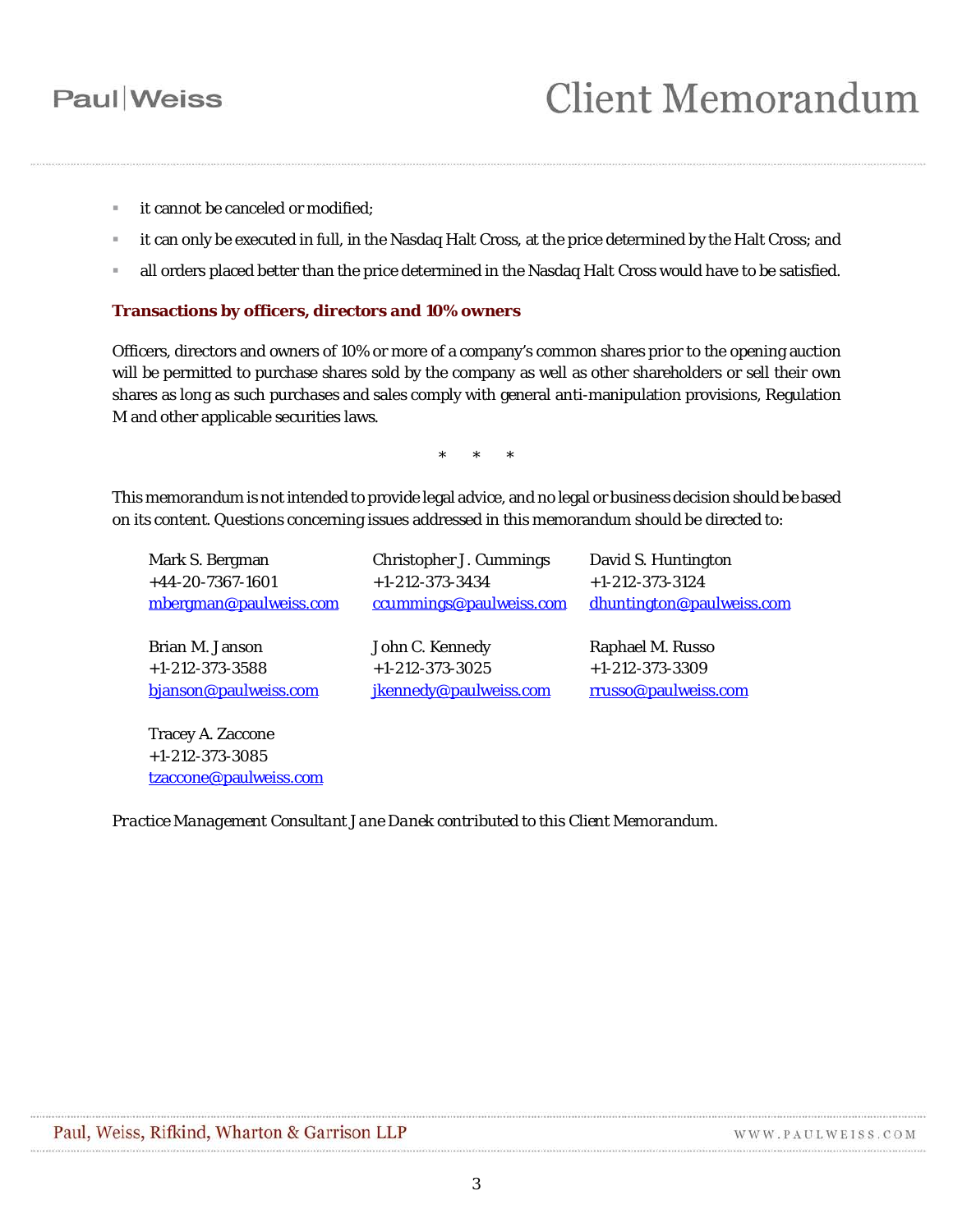- it cannot be canceled or modified;
- it can only be executed in full, in the Nasdaq Halt Cross, at the price determined by the Halt Cross; and
- all orders placed better than the price determined in the Nasdaq Halt Cross would have to be satisfied.

**Transactions by officers, directors and 10% owners**

Officers, directors and owners of 10% or more of a company's common shares prior to the opening auction will be permitted to purchase shares sold by the company as well as other shareholders or sell their own shares as long as such purchases and sales comply with general anti-manipulation provisions, Regulation M and other applicable securities laws.

\* \* \*

This memorandum is not intended to provide legal advice, and no legal or business decision should be based on its content. Questions concerning issues addressed in this memorandum should be directed to:

| | | |
|---|---|---|
| Mark S. Bergman<br>+44-20-7367-1601<br>mbergman@paulweiss.com | Christopher J. Cummings<br>+1-212-373-3434<br>ccummings@paulweiss.com | David S. Huntington<br>+1-212-373-3124<br>dhuntington@paulweiss.com |
| Brian M. Janson<br>+1-212-373-3588<br>bjanson@paulweiss.com | John C. Kennedy<br>+1-212-373-3025<br>jkennedy@paulweiss.com | Raphael M. Russo<br>+1-212-373-3309<br>rrusso@paulweiss.com |
| Tracey A. Zaccone<br>+1-212-373-3085<br>tzaccone@paulweiss.com | | |

*Practice Management Consultant Jane Danek contributed to this Client Memorandum.*